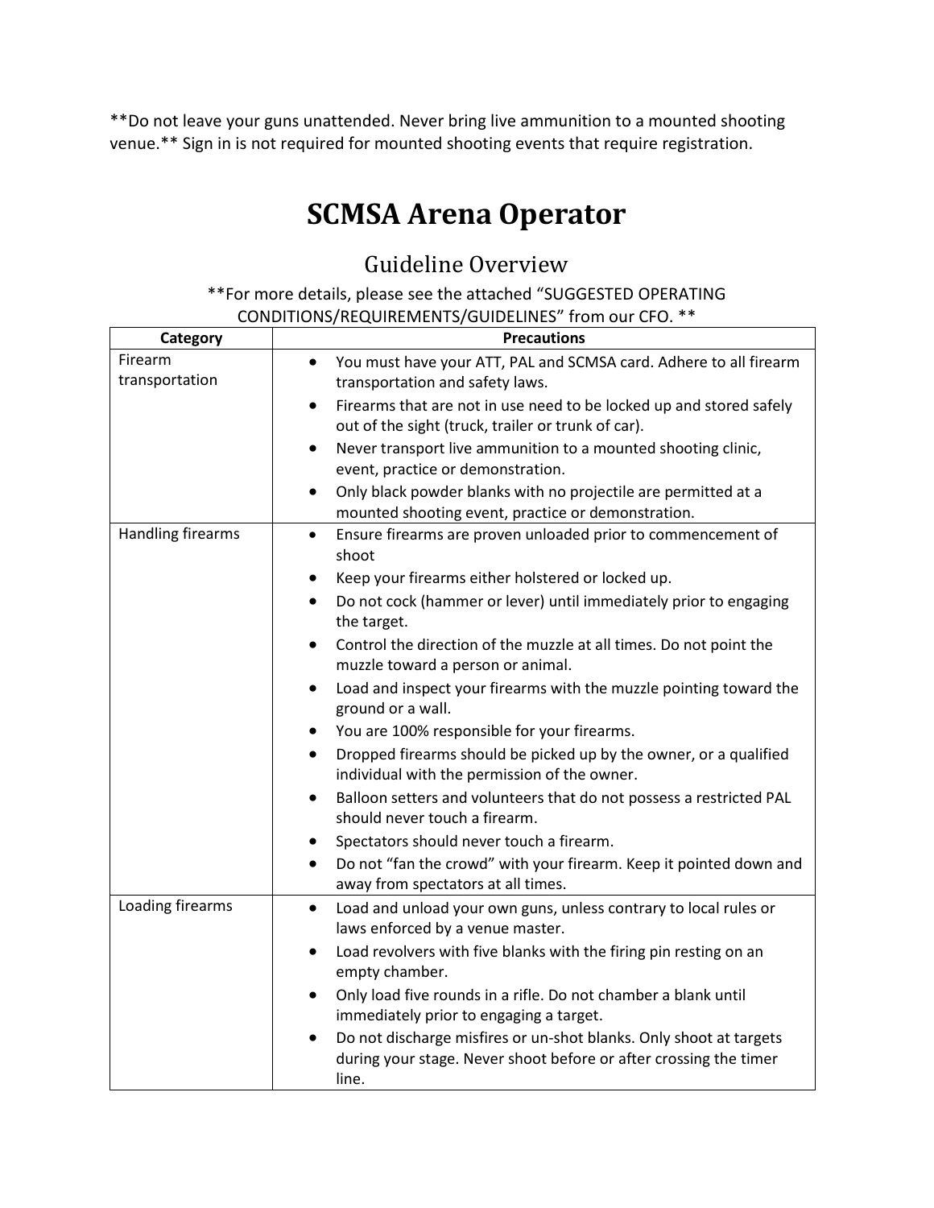**Do not leave your guns unattended. Never bring live ammunition to a mounted shooting venue.** Sign in is not required for mounted shooting events that require registration.

# SCMSA Arena Operator

## Guideline Overview

**For more details, please see the attached "SUGGESTED OPERATING CONDITIONS/REQUIREMENTS/GUIDELINES" from our CFO. **

| Category | Precautions |
|---|---|
| Firearm transportation | • You must have your ATT, PAL and SCMSA card. Adhere to all firearm transportation and safety laws.<br>• Firearms that are not in use need to be locked up and stored safely out of the sight (truck, trailer or trunk of car).<br>• Never transport live ammunition to a mounted shooting clinic, event, practice or demonstration.<br>• Only black powder blanks with no projectile are permitted at a mounted shooting event, practice or demonstration. |
| Handling firearms | • Ensure firearms are proven unloaded prior to commencement of shoot<br>• Keep your firearms either holstered or locked up.<br>• Do not cock (hammer or lever) until immediately prior to engaging the target.<br>• Control the direction of the muzzle at all times. Do not point the muzzle toward a person or animal.<br>• Load and inspect your firearms with the muzzle pointing toward the ground or a wall.<br>• You are 100% responsible for your firearms.<br>• Dropped firearms should be picked up by the owner, or a qualified individual with the permission of the owner.<br>• Balloon setters and volunteers that do not possess a restricted PAL should never touch a firearm.<br>• Spectators should never touch a firearm.<br>• Do not "fan the crowd" with your firearm. Keep it pointed down and away from spectators at all times. |
| Loading firearms | • Load and unload your own guns, unless contrary to local rules or laws enforced by a venue master.<br>• Load revolvers with five blanks with the firing pin resting on an empty chamber.<br>• Only load five rounds in a rifle. Do not chamber a blank until immediately prior to engaging a target.<br>• Do not discharge misfires or un-shot blanks. Only shoot at targets during your stage. Never shoot before or after crossing the timer line. |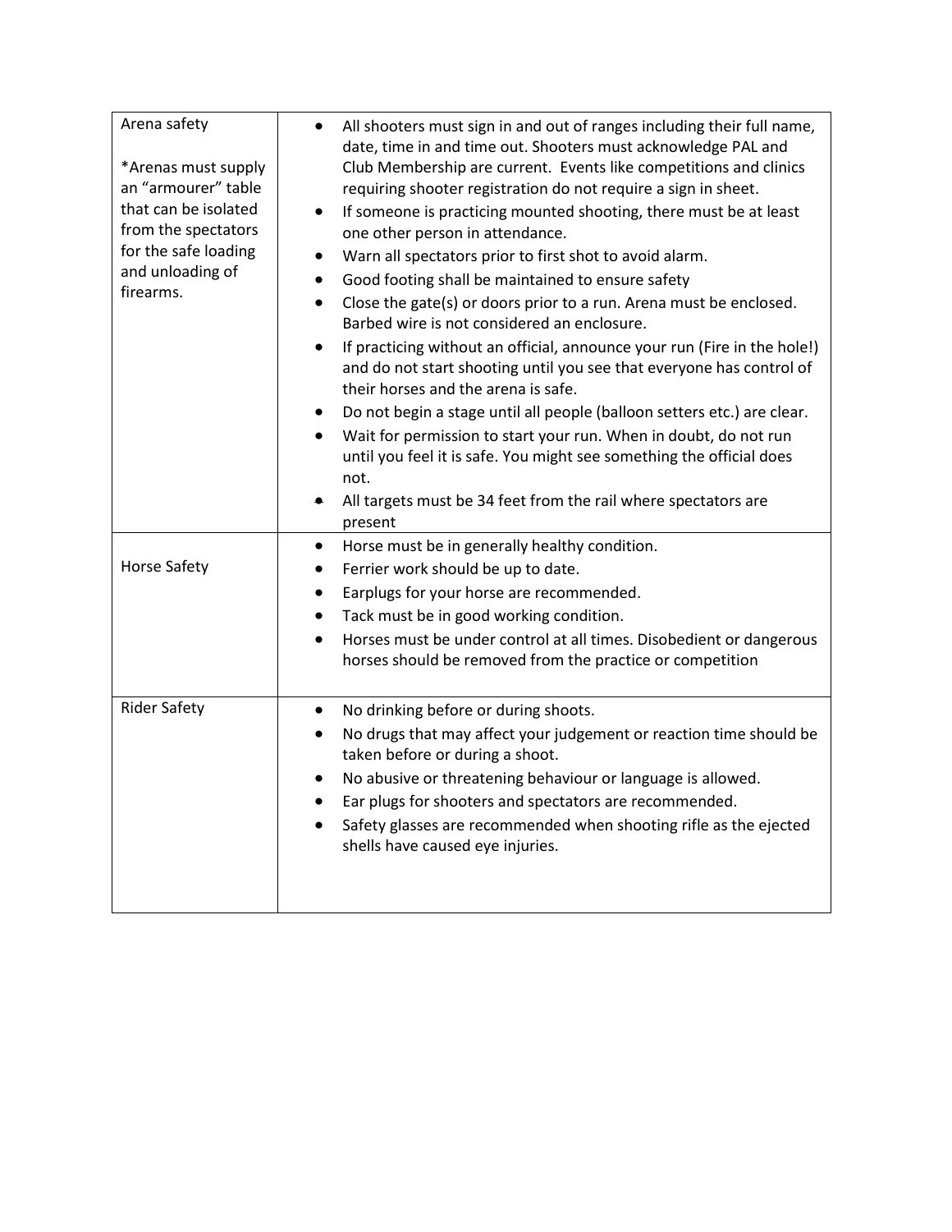| | |
|---|---|
| Arena safety<br><br>*Arenas must supply an "armourer" table that can be isolated from the spectators for the safe loading and unloading of firearms. | • All shooters must sign in and out of ranges including their full name, date, time in and time out. Shooters must acknowledge PAL and Club Membership are current. Events like competitions and clinics requiring shooter registration do not require a sign in sheet.<br>• If someone is practicing mounted shooting, there must be at least one other person in attendance.<br>• Warn all spectators prior to first shot to avoid alarm.<br>• Good footing shall be maintained to ensure safety<br>• Close the gate(s) or doors prior to a run. Arena must be enclosed. Barbed wire is not considered an enclosure.<br>• If practicing without an official, announce your run (Fire in the hole!) and do not start shooting until you see that everyone has control of their horses and the arena is safe.<br>• Do not begin a stage until all people (balloon setters etc.) are clear.<br>• Wait for permission to start your run. When in doubt, do not run until you feel it is safe. You might see something the official does not.<br>• All targets must be 34 feet from the rail where spectators are present |
| Horse Safety | • Horse must be in generally healthy condition.<br>• Ferrier work should be up to date.<br>• Earplugs for your horse are recommended.<br>• Tack must be in good working condition.<br>• Horses must be under control at all times. Disobedient or dangerous horses should be removed from the practice or competition |
| Rider Safety | • No drinking before or during shoots.<br>• No drugs that may affect your judgement or reaction time should be taken before or during a shoot.<br>• No abusive or threatening behaviour or language is allowed.<br>• Ear plugs for shooters and spectators are recommended.<br>• Safety glasses are recommended when shooting rifle as the ejected shells have caused eye injuries. |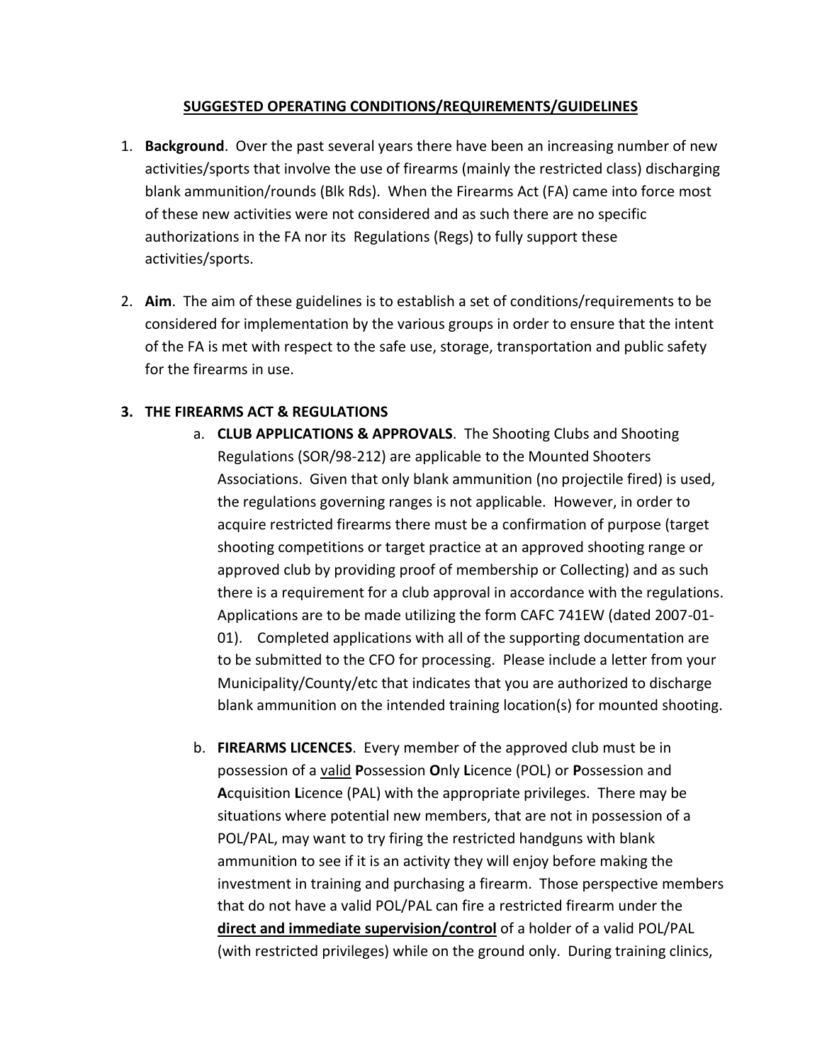## SUGGESTED OPERATING CONDITIONS/REQUIREMENTS/GUIDELINES

1. **Background**. Over the past several years there have been an increasing number of new activities/sports that involve the use of firearms (mainly the restricted class) discharging blank ammunition/rounds (Blk Rds). When the Firearms Act (FA) came into force most of these new activities were not considered and as such there are no specific authorizations in the FA nor its Regulations (Regs) to fully support these activities/sports.

2. **Aim**. The aim of these guidelines is to establish a set of conditions/requirements to be considered for implementation by the various groups in order to ensure that the intent of the FA is met with respect to the safe use, storage, transportation and public safety for the firearms in use.

3. **THE FIREARMS ACT & REGULATIONS**

   a. **CLUB APPLICATIONS & APPROVALS**. The Shooting Clubs and Shooting Regulations (SOR/98-212) are applicable to the Mounted Shooters Associations. Given that only blank ammunition (no projectile fired) is used, the regulations governing ranges is not applicable. However, in order to acquire restricted firearms there must be a confirmation of purpose (target shooting competitions or target practice at an approved shooting range or approved club by providing proof of membership or Collecting) and as such there is a requirement for a club approval in accordance with the regulations. Applications are to be made utilizing the form CAFC 741EW (dated 2007-01-01). Completed applications with all of the supporting documentation are to be submitted to the CFO for processing. Please include a letter from your Municipality/County/etc that indicates that you are authorized to discharge blank ammunition on the intended training location(s) for mounted shooting.

   b. **FIREARMS LICENCES**. Every member of the approved club must be in possession of a <u>valid</u> **P**ossession **O**nly **L**icence (POL) or **P**ossession and **A**cquisition **L**icence (PAL) with the appropriate privileges. There may be situations where potential new members, that are not in possession of a POL/PAL, may want to try firing the restricted handguns with blank ammunition to see if it is an activity they will enjoy before making the investment in training and purchasing a firearm. Those perspective members that do not have a valid POL/PAL can fire a restricted firearm under the <u>**direct and immediate supervision/control**</u> of a holder of a valid POL/PAL (with restricted privileges) while on the ground only. During training clinics,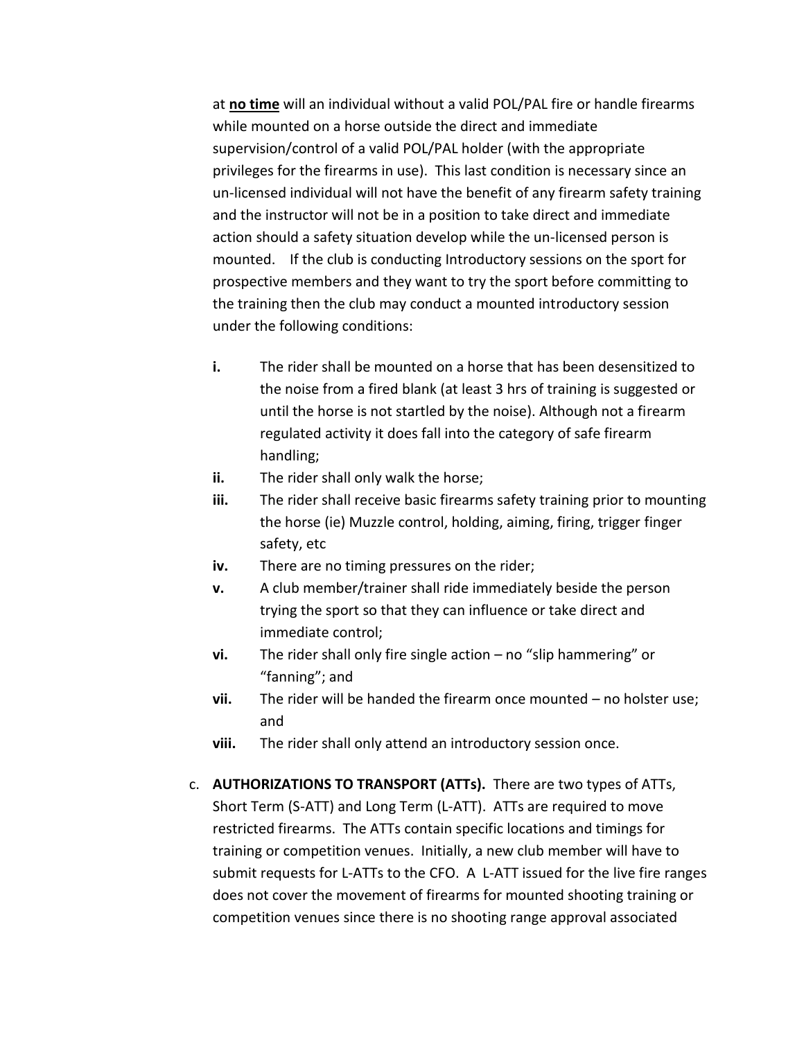at **no time** will an individual without a valid POL/PAL fire or handle firearms while mounted on a horse outside the direct and immediate supervision/control of a valid POL/PAL holder (with the appropriate privileges for the firearms in use). This last condition is necessary since an un-licensed individual will not have the benefit of any firearm safety training and the instructor will not be in a position to take direct and immediate action should a safety situation develop while the un-licensed person is mounted. If the club is conducting Introductory sessions on the sport for prospective members and they want to try the sport before committing to the training then the club may conduct a mounted introductory session under the following conditions:

- **i.** The rider shall be mounted on a horse that has been desensitized to the noise from a fired blank (at least 3 hrs of training is suggested or until the horse is not startled by the noise). Although not a firearm regulated activity it does fall into the category of safe firearm handling;
- **ii.** The rider shall only walk the horse;
- **iii.** The rider shall receive basic firearms safety training prior to mounting the horse (ie) Muzzle control, holding, aiming, firing, trigger finger safety, etc
- **iv.** There are no timing pressures on the rider;
- **v.** A club member/trainer shall ride immediately beside the person trying the sport so that they can influence or take direct and immediate control;
- **vi.** The rider shall only fire single action – no "slip hammering" or "fanning"; and
- **vii.** The rider will be handed the firearm once mounted – no holster use; and
- **viii.** The rider shall only attend an introductory session once.

c. **AUTHORIZATIONS TO TRANSPORT (ATTs).** There are two types of ATTs, Short Term (S-ATT) and Long Term (L-ATT). ATTs are required to move restricted firearms. The ATTs contain specific locations and timings for training or competition venues. Initially, a new club member will have to submit requests for L-ATTs to the CFO. A L-ATT issued for the live fire ranges does not cover the movement of firearms for mounted shooting training or competition venues since there is no shooting range approval associated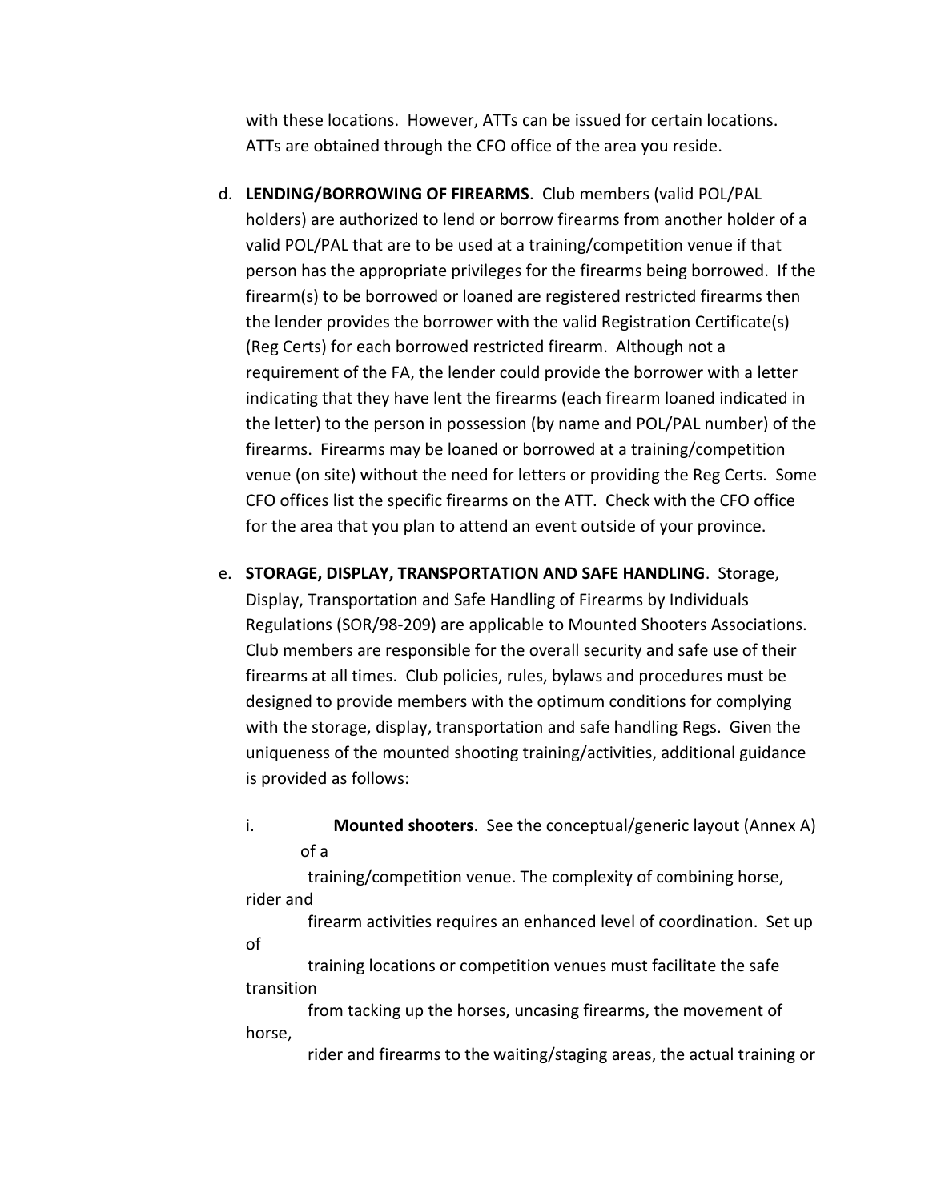with these locations. However, ATTs can be issued for certain locations. ATTs are obtained through the CFO office of the area you reside.

d. **LENDING/BORROWING OF FIREARMS**. Club members (valid POL/PAL holders) are authorized to lend or borrow firearms from another holder of a valid POL/PAL that are to be used at a training/competition venue if that person has the appropriate privileges for the firearms being borrowed. If the firearm(s) to be borrowed or loaned are registered restricted firearms then the lender provides the borrower with the valid Registration Certificate(s) (Reg Certs) for each borrowed restricted firearm. Although not a requirement of the FA, the lender could provide the borrower with a letter indicating that they have lent the firearms (each firearm loaned indicated in the letter) to the person in possession (by name and POL/PAL number) of the firearms. Firearms may be loaned or borrowed at a training/competition venue (on site) without the need for letters or providing the Reg Certs. Some CFO offices list the specific firearms on the ATT. Check with the CFO office for the area that you plan to attend an event outside of your province.

e. **STORAGE, DISPLAY, TRANSPORTATION AND SAFE HANDLING**. Storage, Display, Transportation and Safe Handling of Firearms by Individuals Regulations (SOR/98-209) are applicable to Mounted Shooters Associations. Club members are responsible for the overall security and safe use of their firearms at all times. Club policies, rules, bylaws and procedures must be designed to provide members with the optimum conditions for complying with the storage, display, transportation and safe handling Regs. Given the uniqueness of the mounted shooting training/activities, additional guidance is provided as follows:

   i. **Mounted shooters**. See the conceptual/generic layout (Annex A) of a training/competition venue. The complexity of combining horse, rider and firearm activities requires an enhanced level of coordination. Set up of training locations or competition venues must facilitate the safe transition from tacking up the horses, uncasing firearms, the movement of horse, rider and firearms to the waiting/staging areas, the actual training or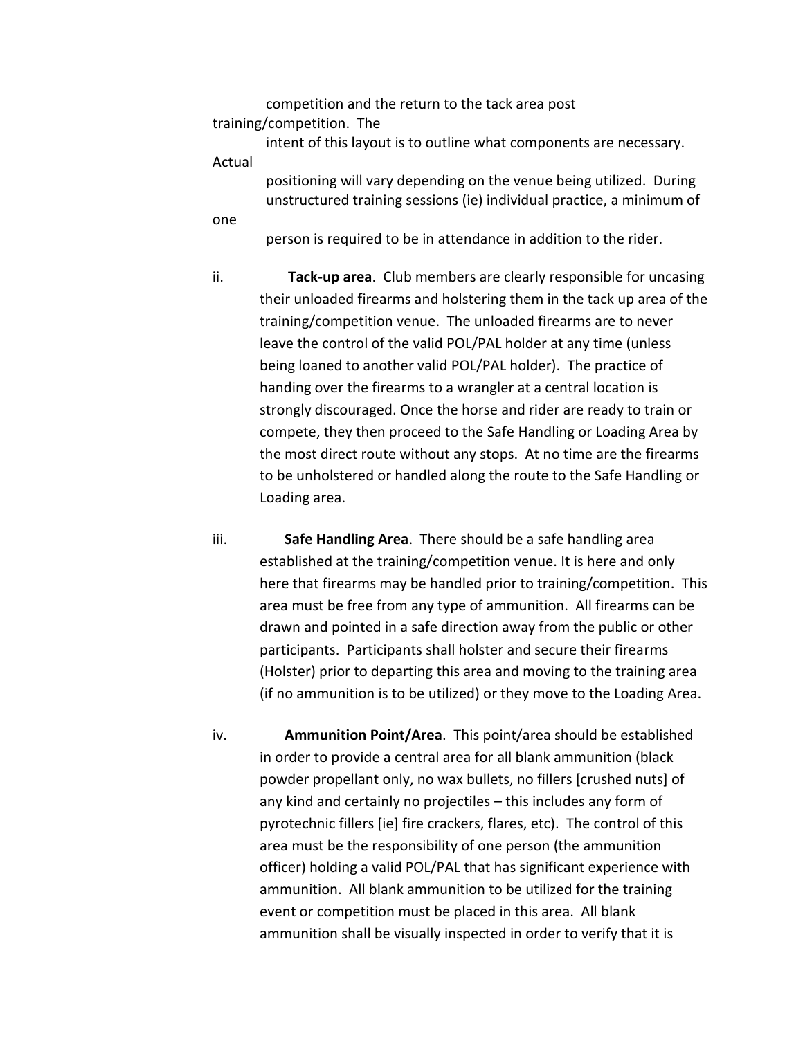competition and the return to the tack area post training/competition. The intent of this layout is to outline what components are necessary. Actual positioning will vary depending on the venue being utilized. During unstructured training sessions (ie) individual practice, a minimum of one person is required to be in attendance in addition to the rider.

ii. **Tack-up area**. Club members are clearly responsible for uncasing their unloaded firearms and holstering them in the tack up area of the training/competition venue. The unloaded firearms are to never leave the control of the valid POL/PAL holder at any time (unless being loaned to another valid POL/PAL holder). The practice of handing over the firearms to a wrangler at a central location is strongly discouraged. Once the horse and rider are ready to train or compete, they then proceed to the Safe Handling or Loading Area by the most direct route without any stops. At no time are the firearms to be unholstered or handled along the route to the Safe Handling or Loading area.

iii. **Safe Handling Area**. There should be a safe handling area established at the training/competition venue. It is here and only here that firearms may be handled prior to training/competition. This area must be free from any type of ammunition. All firearms can be drawn and pointed in a safe direction away from the public or other participants. Participants shall holster and secure their firearms (Holster) prior to departing this area and moving to the training area (if no ammunition is to be utilized) or they move to the Loading Area.

iv. **Ammunition Point/Area**. This point/area should be established in order to provide a central area for all blank ammunition (black powder propellant only, no wax bullets, no fillers [crushed nuts] of any kind and certainly no projectiles – this includes any form of pyrotechnic fillers [ie] fire crackers, flares, etc). The control of this area must be the responsibility of one person (the ammunition officer) holding a valid POL/PAL that has significant experience with ammunition. All blank ammunition to be utilized for the training event or competition must be placed in this area. All blank ammunition shall be visually inspected in order to verify that it is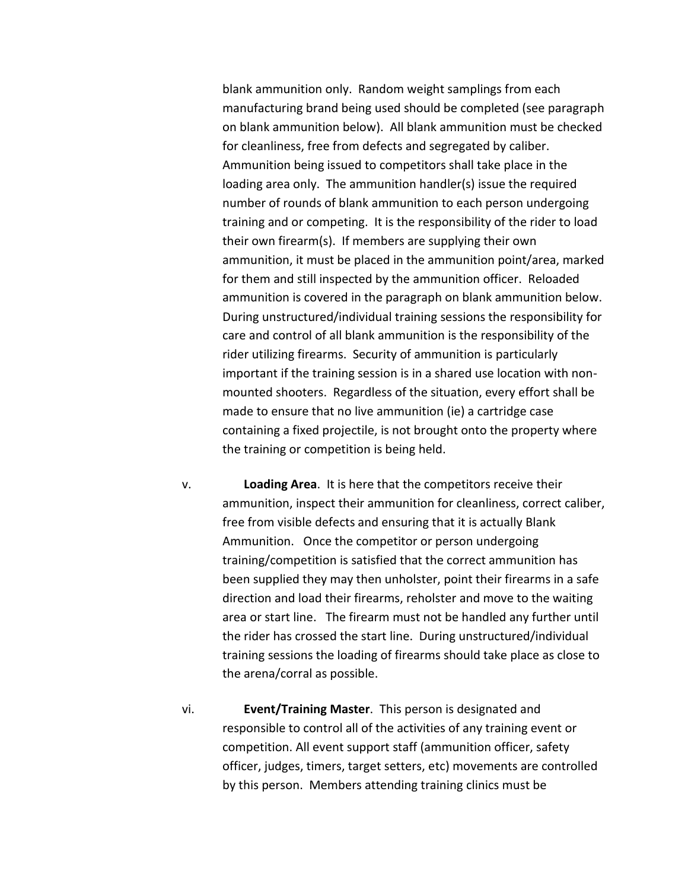blank ammunition only. Random weight samplings from each manufacturing brand being used should be completed (see paragraph on blank ammunition below). All blank ammunition must be checked for cleanliness, free from defects and segregated by caliber. Ammunition being issued to competitors shall take place in the loading area only. The ammunition handler(s) issue the required number of rounds of blank ammunition to each person undergoing training and or competing. It is the responsibility of the rider to load their own firearm(s). If members are supplying their own ammunition, it must be placed in the ammunition point/area, marked for them and still inspected by the ammunition officer. Reloaded ammunition is covered in the paragraph on blank ammunition below. During unstructured/individual training sessions the responsibility for care and control of all blank ammunition is the responsibility of the rider utilizing firearms. Security of ammunition is particularly important if the training session is in a shared use location with non-mounted shooters. Regardless of the situation, every effort shall be made to ensure that no live ammunition (ie) a cartridge case containing a fixed projectile, is not brought onto the property where the training or competition is being held.

v. **Loading Area**. It is here that the competitors receive their ammunition, inspect their ammunition for cleanliness, correct caliber, free from visible defects and ensuring that it is actually Blank Ammunition. Once the competitor or person undergoing training/competition is satisfied that the correct ammunition has been supplied they may then unholster, point their firearms in a safe direction and load their firearms, reholster and move to the waiting area or start line. The firearm must not be handled any further until the rider has crossed the start line. During unstructured/individual training sessions the loading of firearms should take place as close to the arena/corral as possible.

vi. **Event/Training Master**. This person is designated and responsible to control all of the activities of any training event or competition. All event support staff (ammunition officer, safety officer, judges, timers, target setters, etc) movements are controlled by this person. Members attending training clinics must be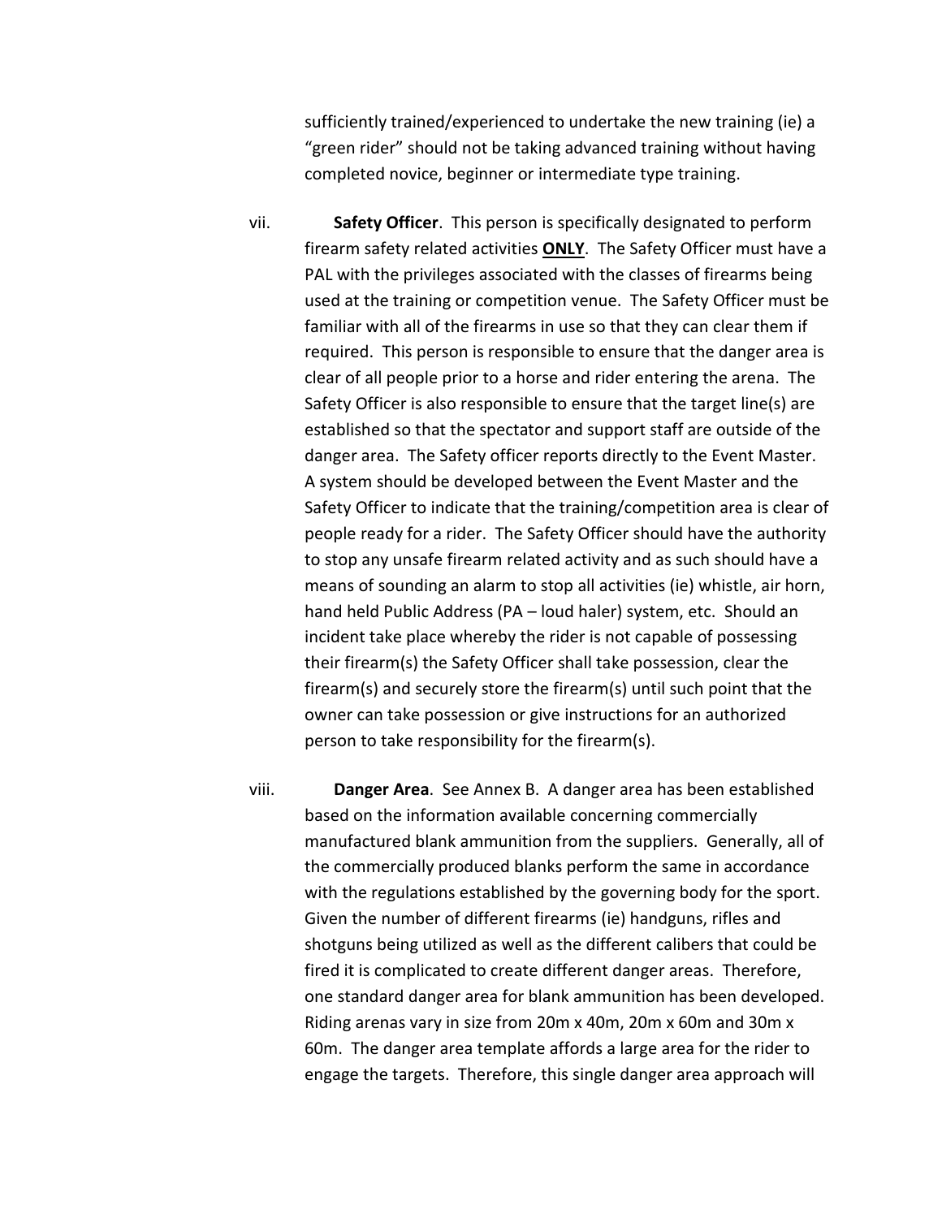sufficiently trained/experienced to undertake the new training (ie) a "green rider" should not be taking advanced training without having completed novice, beginner or intermediate type training.

vii. **Safety Officer**. This person is specifically designated to perform firearm safety related activities **<u>ONLY</u>**. The Safety Officer must have a PAL with the privileges associated with the classes of firearms being used at the training or competition venue. The Safety Officer must be familiar with all of the firearms in use so that they can clear them if required. This person is responsible to ensure that the danger area is clear of all people prior to a horse and rider entering the arena. The Safety Officer is also responsible to ensure that the target line(s) are established so that the spectator and support staff are outside of the danger area. The Safety officer reports directly to the Event Master. A system should be developed between the Event Master and the Safety Officer to indicate that the training/competition area is clear of people ready for a rider. The Safety Officer should have the authority to stop any unsafe firearm related activity and as such should have a means of sounding an alarm to stop all activities (ie) whistle, air horn, hand held Public Address (PA – loud haler) system, etc. Should an incident take place whereby the rider is not capable of possessing their firearm(s) the Safety Officer shall take possession, clear the firearm(s) and securely store the firearm(s) until such point that the owner can take possession or give instructions for an authorized person to take responsibility for the firearm(s).

viii. **Danger Area**. See Annex B. A danger area has been established based on the information available concerning commercially manufactured blank ammunition from the suppliers. Generally, all of the commercially produced blanks perform the same in accordance with the regulations established by the governing body for the sport. Given the number of different firearms (ie) handguns, rifles and shotguns being utilized as well as the different calibers that could be fired it is complicated to create different danger areas. Therefore, one standard danger area for blank ammunition has been developed. Riding arenas vary in size from 20m x 40m, 20m x 60m and 30m x 60m. The danger area template affords a large area for the rider to engage the targets. Therefore, this single danger area approach will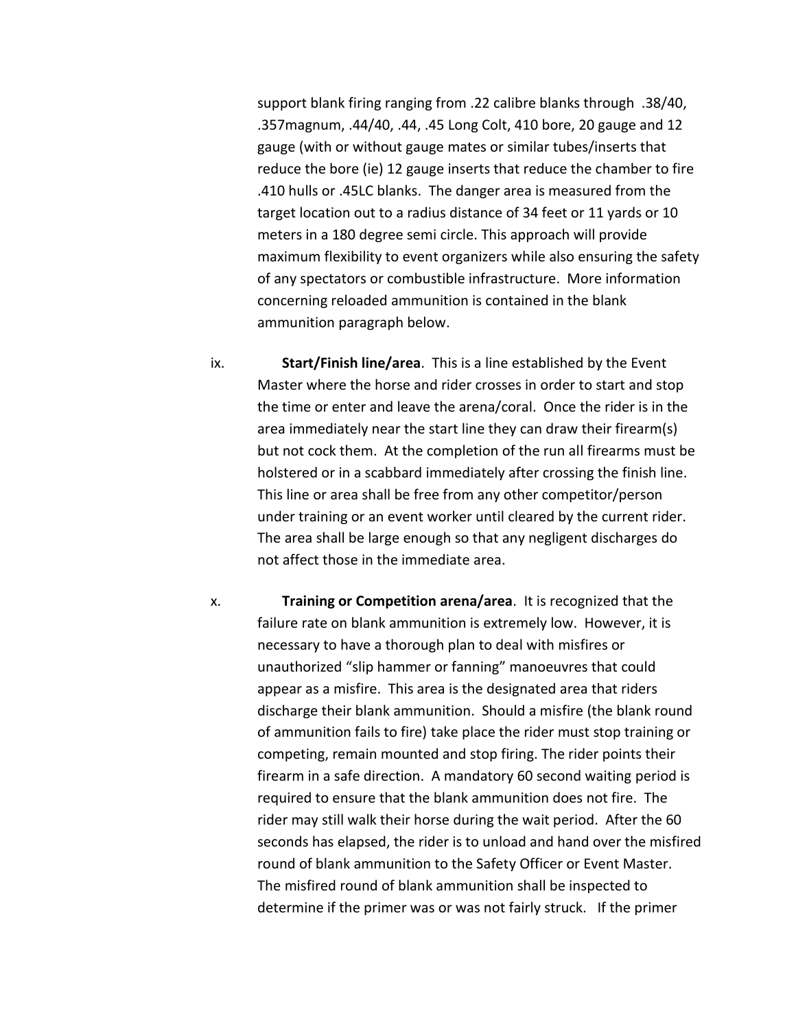support blank firing ranging from .22 calibre blanks through .38/40, .357magnum, .44/40, .44, .45 Long Colt, 410 bore, 20 gauge and 12 gauge (with or without gauge mates or similar tubes/inserts that reduce the bore (ie) 12 gauge inserts that reduce the chamber to fire .410 hulls or .45LC blanks. The danger area is measured from the target location out to a radius distance of 34 feet or 11 yards or 10 meters in a 180 degree semi circle. This approach will provide maximum flexibility to event organizers while also ensuring the safety of any spectators or combustible infrastructure. More information concerning reloaded ammunition is contained in the blank ammunition paragraph below.

ix. **Start/Finish line/area**. This is a line established by the Event Master where the horse and rider crosses in order to start and stop the time or enter and leave the arena/coral. Once the rider is in the area immediately near the start line they can draw their firearm(s) but not cock them. At the completion of the run all firearms must be holstered or in a scabbard immediately after crossing the finish line. This line or area shall be free from any other competitor/person under training or an event worker until cleared by the current rider. The area shall be large enough so that any negligent discharges do not affect those in the immediate area.

x. **Training or Competition arena/area**. It is recognized that the failure rate on blank ammunition is extremely low. However, it is necessary to have a thorough plan to deal with misfires or unauthorized "slip hammer or fanning" manoeuvres that could appear as a misfire. This area is the designated area that riders discharge their blank ammunition. Should a misfire (the blank round of ammunition fails to fire) take place the rider must stop training or competing, remain mounted and stop firing. The rider points their firearm in a safe direction. A mandatory 60 second waiting period is required to ensure that the blank ammunition does not fire. The rider may still walk their horse during the wait period. After the 60 seconds has elapsed, the rider is to unload and hand over the misfired round of blank ammunition to the Safety Officer or Event Master. The misfired round of blank ammunition shall be inspected to determine if the primer was or was not fairly struck. If the primer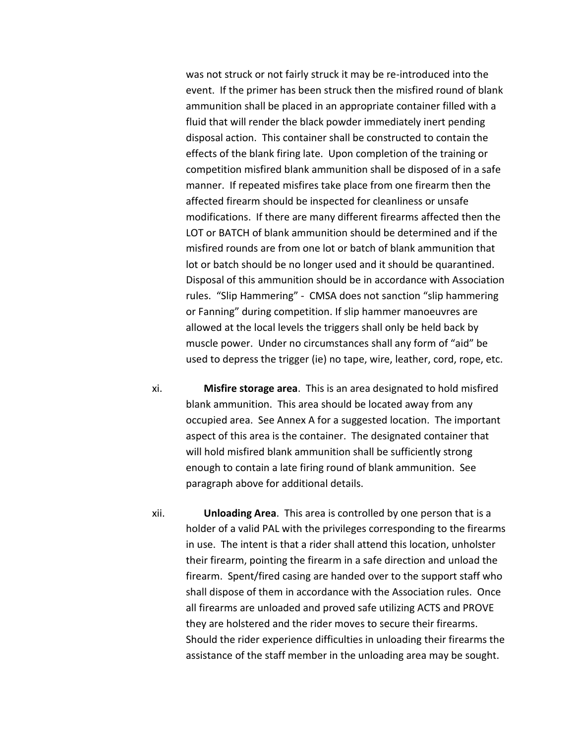was not struck or not fairly struck it may be re-introduced into the event. If the primer has been struck then the misfired round of blank ammunition shall be placed in an appropriate container filled with a fluid that will render the black powder immediately inert pending disposal action. This container shall be constructed to contain the effects of the blank firing late. Upon completion of the training or competition misfired blank ammunition shall be disposed of in a safe manner. If repeated misfires take place from one firearm then the affected firearm should be inspected for cleanliness or unsafe modifications. If there are many different firearms affected then the LOT or BATCH of blank ammunition should be determined and if the misfired rounds are from one lot or batch of blank ammunition that lot or batch should be no longer used and it should be quarantined. Disposal of this ammunition should be in accordance with Association rules. "Slip Hammering" - CMSA does not sanction "slip hammering or Fanning" during competition. If slip hammer manoeuvres are allowed at the local levels the triggers shall only be held back by muscle power. Under no circumstances shall any form of "aid" be used to depress the trigger (ie) no tape, wire, leather, cord, rope, etc.

xi. **Misfire storage area**. This is an area designated to hold misfired blank ammunition. This area should be located away from any occupied area. See Annex A for a suggested location. The important aspect of this area is the container. The designated container that will hold misfired blank ammunition shall be sufficiently strong enough to contain a late firing round of blank ammunition. See paragraph above for additional details.

xii. **Unloading Area**. This area is controlled by one person that is a holder of a valid PAL with the privileges corresponding to the firearms in use. The intent is that a rider shall attend this location, unholster their firearm, pointing the firearm in a safe direction and unload the firearm. Spent/fired casing are handed over to the support staff who shall dispose of them in accordance with the Association rules. Once all firearms are unloaded and proved safe utilizing ACTS and PROVE they are holstered and the rider moves to secure their firearms. Should the rider experience difficulties in unloading their firearms the assistance of the staff member in the unloading area may be sought.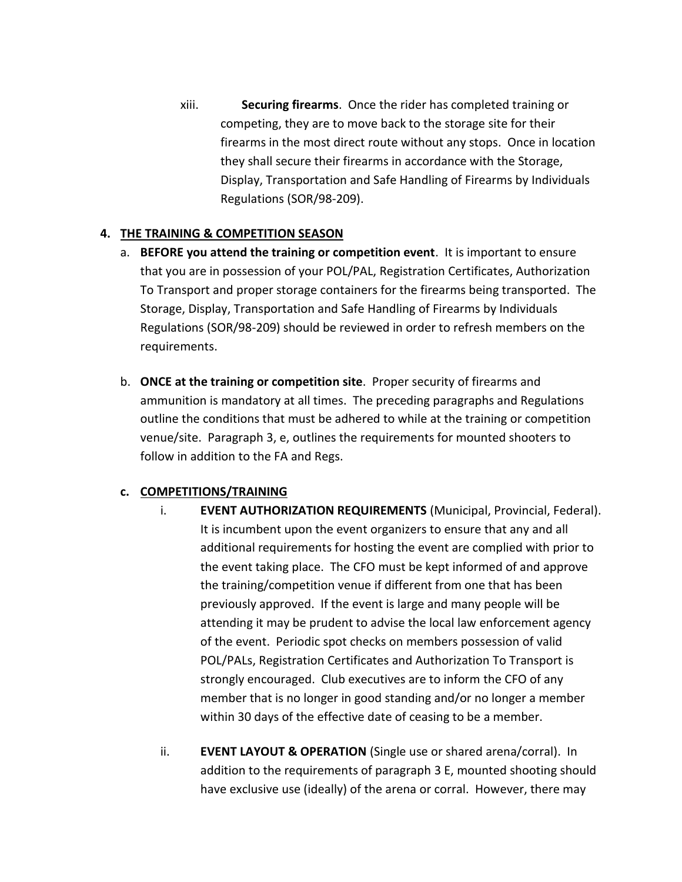xiii. **Securing firearms**. Once the rider has completed training or competing, they are to move back to the storage site for their firearms in the most direct route without any stops. Once in location they shall secure their firearms in accordance with the Storage, Display, Transportation and Safe Handling of Firearms by Individuals Regulations (SOR/98-209).

## 4. THE TRAINING & COMPETITION SEASON

a. **BEFORE you attend the training or competition event**. It is important to ensure that you are in possession of your POL/PAL, Registration Certificates, Authorization To Transport and proper storage containers for the firearms being transported. The Storage, Display, Transportation and Safe Handling of Firearms by Individuals Regulations (SOR/98-209) should be reviewed in order to refresh members on the requirements.

b. **ONCE at the training or competition site**. Proper security of firearms and ammunition is mandatory at all times. The preceding paragraphs and Regulations outline the conditions that must be adhered to while at the training or competition venue/site. Paragraph 3, e, outlines the requirements for mounted shooters to follow in addition to the FA and Regs.

### c. COMPETITIONS/TRAINING

i. **EVENT AUTHORIZATION REQUIREMENTS** (Municipal, Provincial, Federal). It is incumbent upon the event organizers to ensure that any and all additional requirements for hosting the event are complied with prior to the event taking place. The CFO must be kept informed of and approve the training/competition venue if different from one that has been previously approved. If the event is large and many people will be attending it may be prudent to advise the local law enforcement agency of the event. Periodic spot checks on members possession of valid POL/PALs, Registration Certificates and Authorization To Transport is strongly encouraged. Club executives are to inform the CFO of any member that is no longer in good standing and/or no longer a member within 30 days of the effective date of ceasing to be a member.

ii. **EVENT LAYOUT & OPERATION** (Single use or shared arena/corral). In addition to the requirements of paragraph 3 E, mounted shooting should have exclusive use (ideally) of the arena or corral. However, there may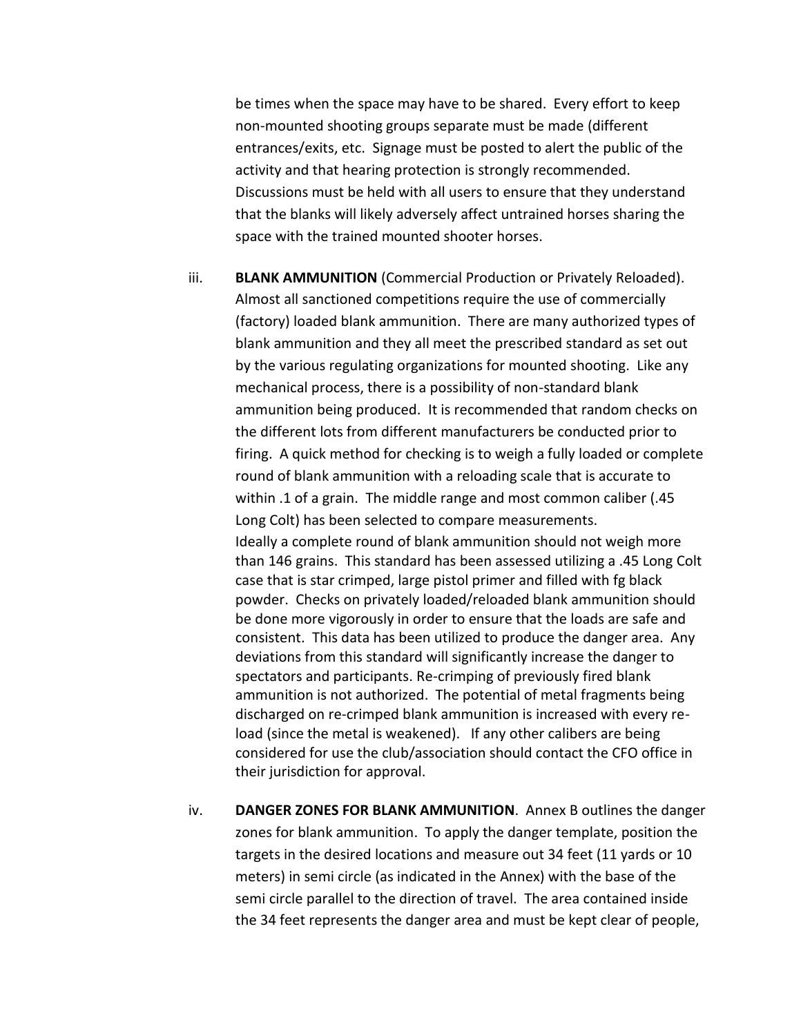be times when the space may have to be shared. Every effort to keep non-mounted shooting groups separate must be made (different entrances/exits, etc. Signage must be posted to alert the public of the activity and that hearing protection is strongly recommended. Discussions must be held with all users to ensure that they understand that the blanks will likely adversely affect untrained horses sharing the space with the trained mounted shooter horses.

iii. **BLANK AMMUNITION** (Commercial Production or Privately Reloaded). Almost all sanctioned competitions require the use of commercially (factory) loaded blank ammunition. There are many authorized types of blank ammunition and they all meet the prescribed standard as set out by the various regulating organizations for mounted shooting. Like any mechanical process, there is a possibility of non-standard blank ammunition being produced. It is recommended that random checks on the different lots from different manufacturers be conducted prior to firing. A quick method for checking is to weigh a fully loaded or complete round of blank ammunition with a reloading scale that is accurate to within .1 of a grain. The middle range and most common caliber (.45 Long Colt) has been selected to compare measurements.
Ideally a complete round of blank ammunition should not weigh more than 146 grains. This standard has been assessed utilizing a .45 Long Colt case that is star crimped, large pistol primer and filled with fg black powder. Checks on privately loaded/reloaded blank ammunition should be done more vigorously in order to ensure that the loads are safe and consistent. This data has been utilized to produce the danger area. Any deviations from this standard will significantly increase the danger to spectators and participants. Re-crimping of previously fired blank ammunition is not authorized. The potential of metal fragments being discharged on re-crimped blank ammunition is increased with every re-load (since the metal is weakened). If any other calibers are being considered for use the club/association should contact the CFO office in their jurisdiction for approval.

iv. **DANGER ZONES FOR BLANK AMMUNITION**. Annex B outlines the danger zones for blank ammunition. To apply the danger template, position the targets in the desired locations and measure out 34 feet (11 yards or 10 meters) in semi circle (as indicated in the Annex) with the base of the semi circle parallel to the direction of travel. The area contained inside the 34 feet represents the danger area and must be kept clear of people,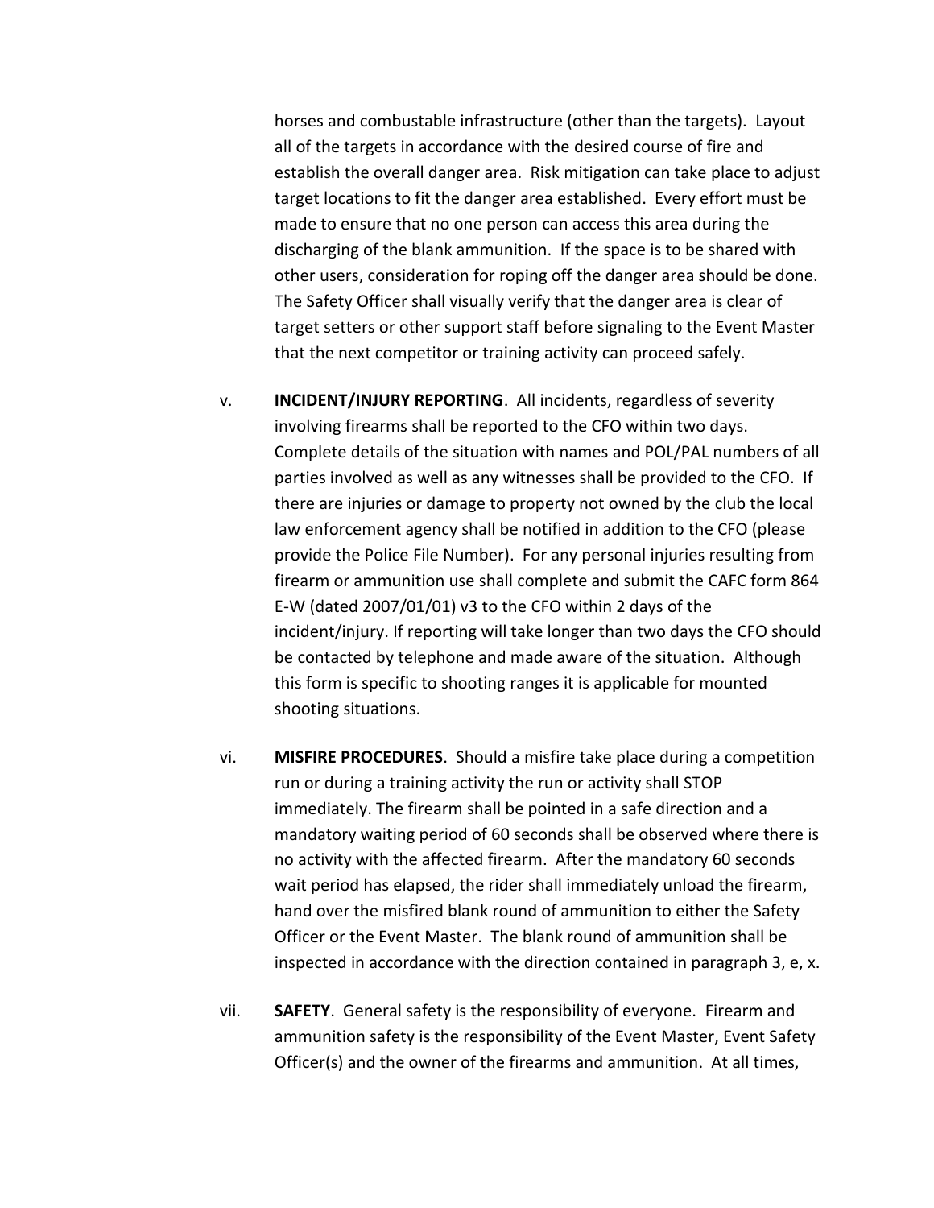horses and combustable infrastructure (other than the targets). Layout all of the targets in accordance with the desired course of fire and establish the overall danger area. Risk mitigation can take place to adjust target locations to fit the danger area established. Every effort must be made to ensure that no one person can access this area during the discharging of the blank ammunition. If the space is to be shared with other users, consideration for roping off the danger area should be done. The Safety Officer shall visually verify that the danger area is clear of target setters or other support staff before signaling to the Event Master that the next competitor or training activity can proceed safely.

v. **INCIDENT/INJURY REPORTING**. All incidents, regardless of severity involving firearms shall be reported to the CFO within two days. Complete details of the situation with names and POL/PAL numbers of all parties involved as well as any witnesses shall be provided to the CFO. If there are injuries or damage to property not owned by the club the local law enforcement agency shall be notified in addition to the CFO (please provide the Police File Number). For any personal injuries resulting from firearm or ammunition use shall complete and submit the CAFC form 864 E-W (dated 2007/01/01) v3 to the CFO within 2 days of the incident/injury. If reporting will take longer than two days the CFO should be contacted by telephone and made aware of the situation. Although this form is specific to shooting ranges it is applicable for mounted shooting situations.

vi. **MISFIRE PROCEDURES**. Should a misfire take place during a competition run or during a training activity the run or activity shall STOP immediately. The firearm shall be pointed in a safe direction and a mandatory waiting period of 60 seconds shall be observed where there is no activity with the affected firearm. After the mandatory 60 seconds wait period has elapsed, the rider shall immediately unload the firearm, hand over the misfired blank round of ammunition to either the Safety Officer or the Event Master. The blank round of ammunition shall be inspected in accordance with the direction contained in paragraph 3, e, x.

vii. **SAFETY**. General safety is the responsibility of everyone. Firearm and ammunition safety is the responsibility of the Event Master, Event Safety Officer(s) and the owner of the firearms and ammunition. At all times,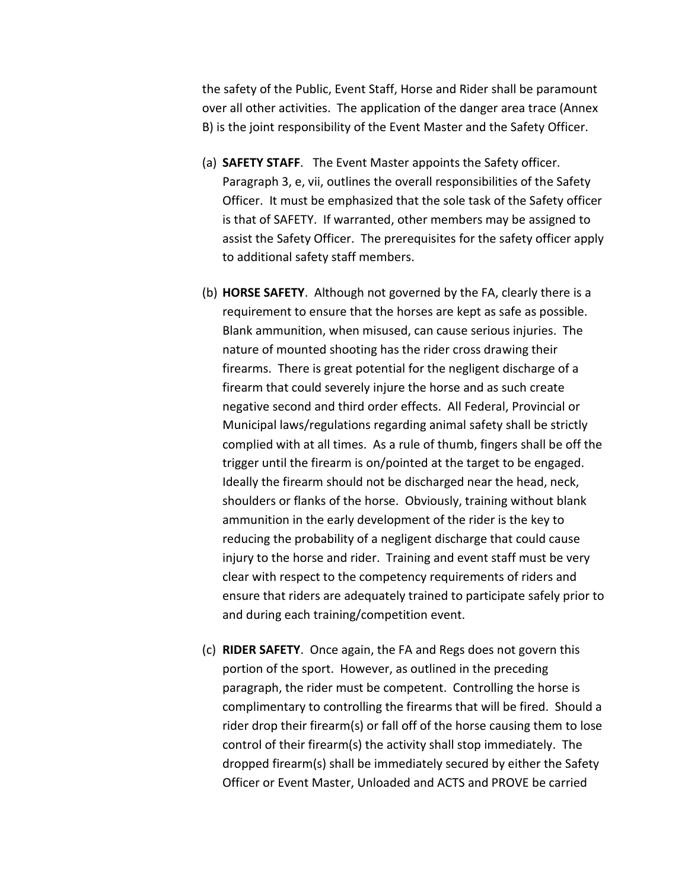the safety of the Public, Event Staff, Horse and Rider shall be paramount over all other activities. The application of the danger area trace (Annex B) is the joint responsibility of the Event Master and the Safety Officer.

(a) **SAFETY STAFF**. The Event Master appoints the Safety officer. Paragraph 3, e, vii, outlines the overall responsibilities of the Safety Officer. It must be emphasized that the sole task of the Safety officer is that of SAFETY. If warranted, other members may be assigned to assist the Safety Officer. The prerequisites for the safety officer apply to additional safety staff members.

(b) **HORSE SAFETY**. Although not governed by the FA, clearly there is a requirement to ensure that the horses are kept as safe as possible. Blank ammunition, when misused, can cause serious injuries. The nature of mounted shooting has the rider cross drawing their firearms. There is great potential for the negligent discharge of a firearm that could severely injure the horse and as such create negative second and third order effects. All Federal, Provincial or Municipal laws/regulations regarding animal safety shall be strictly complied with at all times. As a rule of thumb, fingers shall be off the trigger until the firearm is on/pointed at the target to be engaged. Ideally the firearm should not be discharged near the head, neck, shoulders or flanks of the horse. Obviously, training without blank ammunition in the early development of the rider is the key to reducing the probability of a negligent discharge that could cause injury to the horse and rider. Training and event staff must be very clear with respect to the competency requirements of riders and ensure that riders are adequately trained to participate safely prior to and during each training/competition event.

(c) **RIDER SAFETY**. Once again, the FA and Regs does not govern this portion of the sport. However, as outlined in the preceding paragraph, the rider must be competent. Controlling the horse is complimentary to controlling the firearms that will be fired. Should a rider drop their firearm(s) or fall off of the horse causing them to lose control of their firearm(s) the activity shall stop immediately. The dropped firearm(s) shall be immediately secured by either the Safety Officer or Event Master, Unloaded and ACTS and PROVE be carried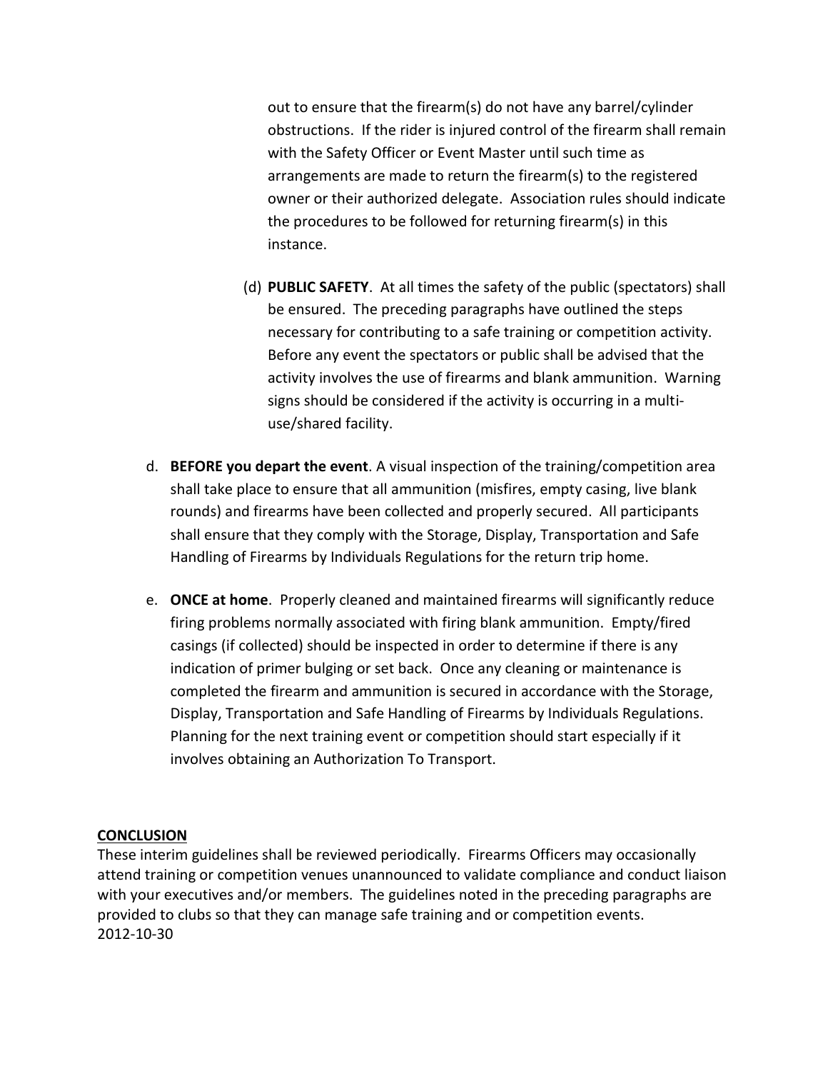out to ensure that the firearm(s) do not have any barrel/cylinder obstructions. If the rider is injured control of the firearm shall remain with the Safety Officer or Event Master until such time as arrangements are made to return the firearm(s) to the registered owner or their authorized delegate. Association rules should indicate the procedures to be followed for returning firearm(s) in this instance.

(d) **PUBLIC SAFETY**. At all times the safety of the public (spectators) shall be ensured. The preceding paragraphs have outlined the steps necessary for contributing to a safe training or competition activity. Before any event the spectators or public shall be advised that the activity involves the use of firearms and blank ammunition. Warning signs should be considered if the activity is occurring in a multi-use/shared facility.

d. **BEFORE you depart the event**. A visual inspection of the training/competition area shall take place to ensure that all ammunition (misfires, empty casing, live blank rounds) and firearms have been collected and properly secured. All participants shall ensure that they comply with the Storage, Display, Transportation and Safe Handling of Firearms by Individuals Regulations for the return trip home.

e. **ONCE at home**. Properly cleaned and maintained firearms will significantly reduce firing problems normally associated with firing blank ammunition. Empty/fired casings (if collected) should be inspected in order to determine if there is any indication of primer bulging or set back. Once any cleaning or maintenance is completed the firearm and ammunition is secured in accordance with the Storage, Display, Transportation and Safe Handling of Firearms by Individuals Regulations. Planning for the next training event or competition should start especially if it involves obtaining an Authorization To Transport.

## CONCLUSION

These interim guidelines shall be reviewed periodically. Firearms Officers may occasionally attend training or competition venues unannounced to validate compliance and conduct liaison with your executives and/or members. The guidelines noted in the preceding paragraphs are provided to clubs so that they can manage safe training and or competition events.
2012-10-30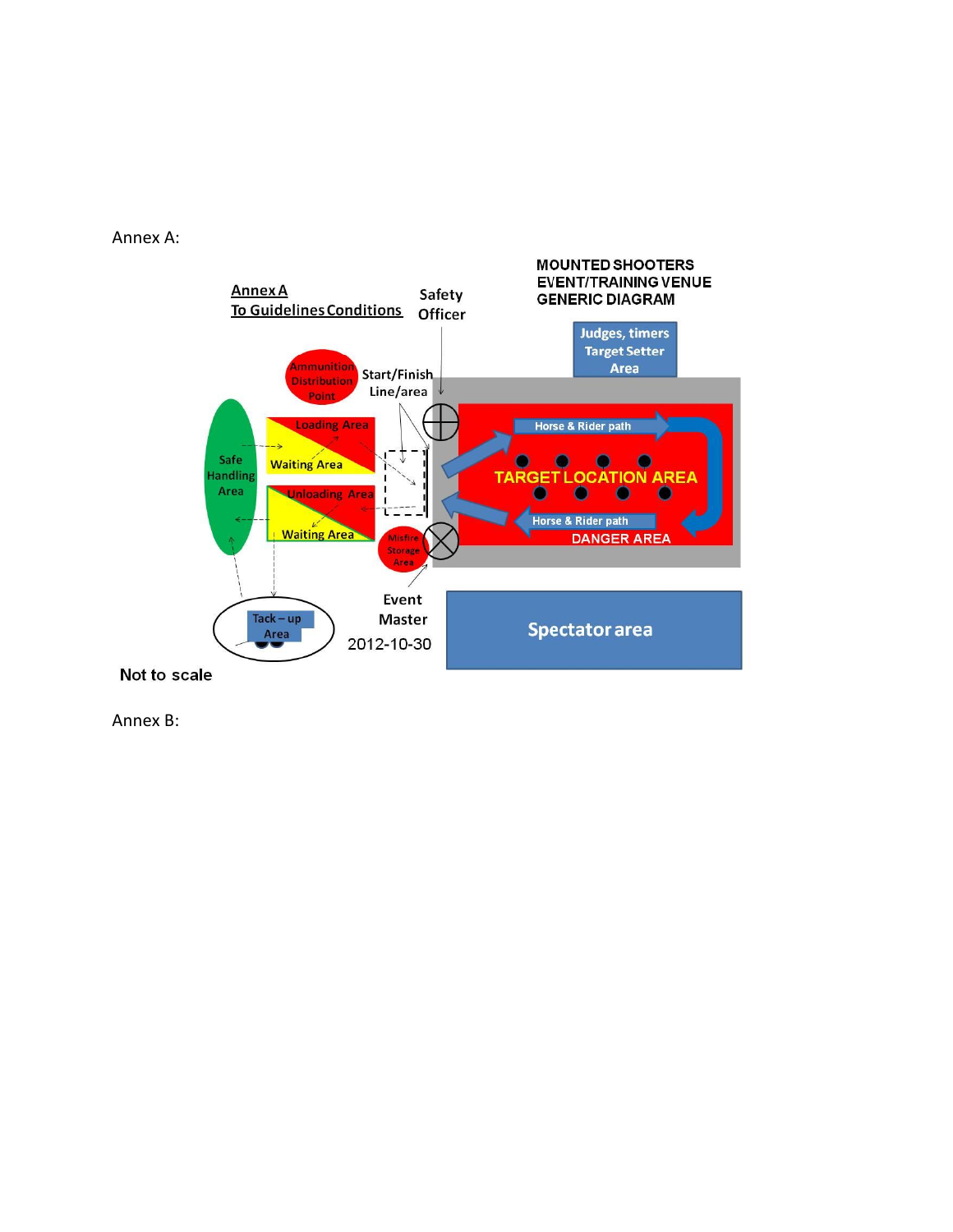Annex A:

**Annex A**
**To Guidelines Conditions**

**MOUNTED SHOOTERS EVENT/TRAINING VENUE GENERIC DIAGRAM**

Safety Officer

Judges, timers Target Setter Area

Ammunition Distribution Point

Start/Finish Line/area

Safe Handling Area

Loading Area

Waiting Area

Unloading Area

Waiting Area

Horse & Rider path

TARGET LOCATION AREA

Horse & Rider path

DANGER AREA

Misfire Storage Area

Event Master

Tack – up Area

2012-10-30

Spectator area

Not to scale

Annex B: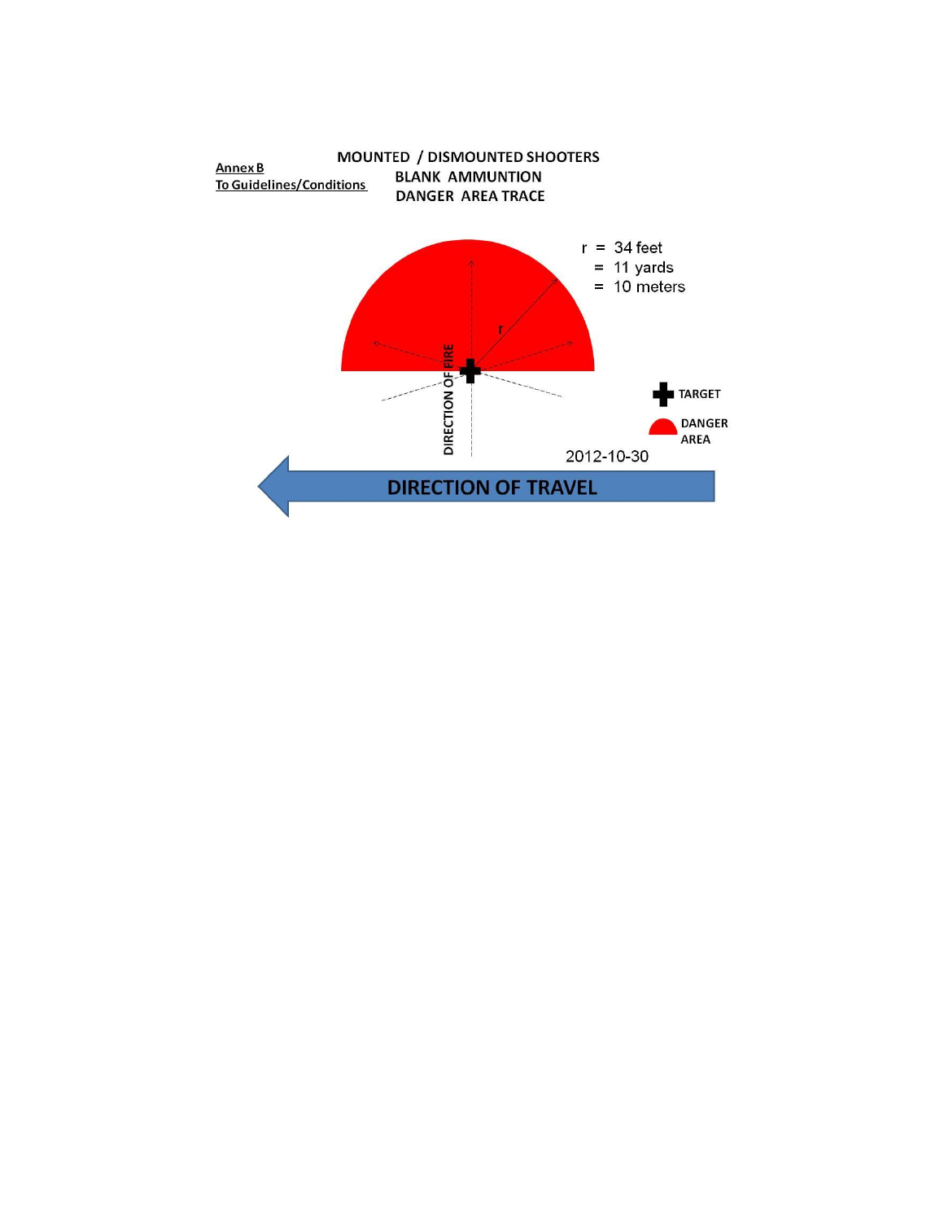Annex B
To Guidelines/Conditions

MOUNTED / DISMOUNTED SHOOTERS
BLANK AMMUNTION
DANGER AREA TRACE

r = 34 feet
= 11 yards
= 10 meters

r

DIRECTION OF FIRE

TARGET

DANGER AREA

2012-10-30

DIRECTION OF TRAVEL